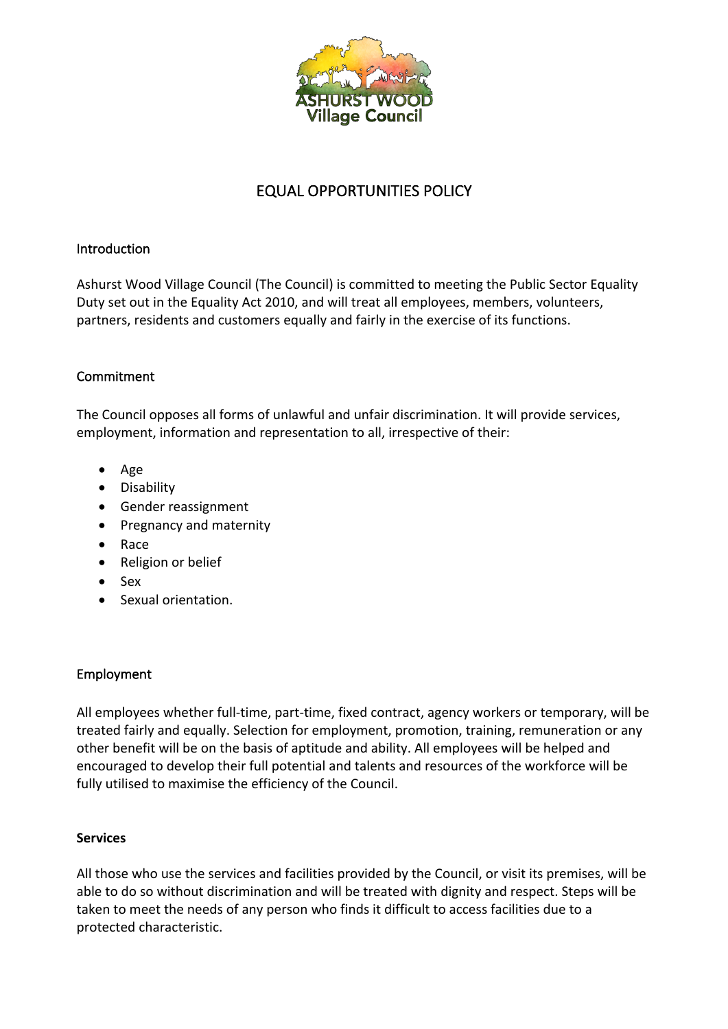# EQUAL OPPORTUNITIES POLICY

## Introduction

Ashurst Wood Village Council (The Council) is committed to meeting the Public Sector Equality Duty set out in the Equality Act 2010, and will treat all employees, members, volunteers, partners, residents and customers equally and fairly in the exercise of its functions.

## Commitment

The Council opposes all forms of unlawful and unfair discrimination. It will provide services, employment, information and representation to all, irrespective of their:

- Age
- Disability
- Gender reassignment
- Pregnancy and maternity
- Race
- Religion or belief
- Sex
- Sexual orientation.

## Employment

All employees whether full-time, part-time, fixed contract, agency workers or temporary, will be treated fairly and equally. Selection for employment, promotion, training, remuneration or any other benefit will be on the basis of aptitude and ability. All employees will be helped and encouraged to develop their full potential and talents and resources of the workforce will be fully utilised to maximise the efficiency of the Council.

## **Services**

All those who use the services and facilities provided by the Council, or visit its premises, will be able to do so without discrimination and will be treated with dignity and respect. Steps will be taken to meet the needs of any person who finds it difficult to access facilities due to a protected characteristic.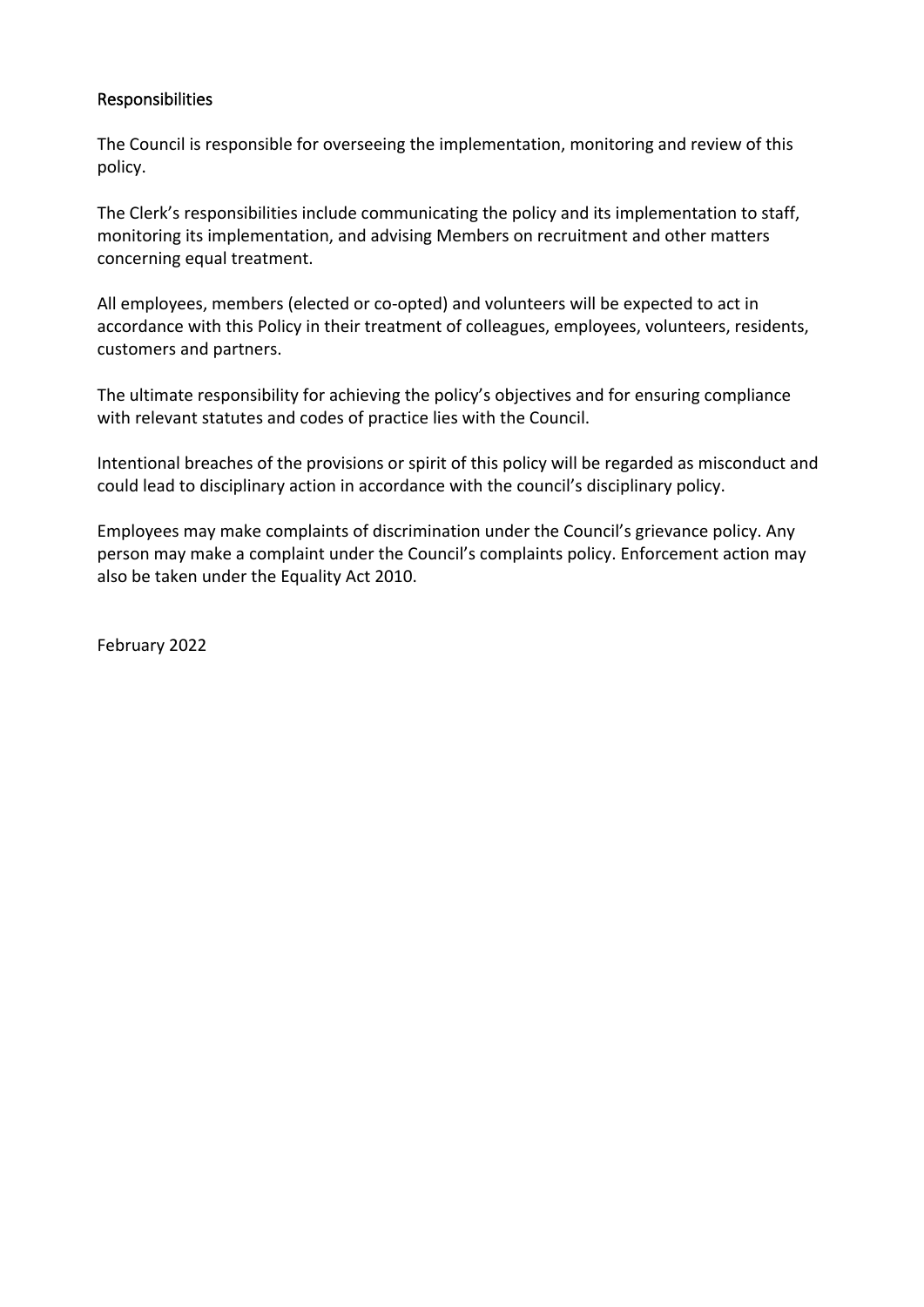## Responsibilities

The Council is responsible for overseeing the implementation, monitoring and review of this policy.

The Clerk's responsibilities include communicating the policy and its implementation to staff, monitoring its implementation, and advising Members on recruitment and other matters concerning equal treatment.

All employees, members (elected or co-opted) and volunteers will be expected to act in accordance with this Policy in their treatment of colleagues, employees, volunteers, residents, customers and partners.

The ultimate responsibility for achieving the policy's objectives and for ensuring compliance with relevant statutes and codes of practice lies with the Council.

Intentional breaches of the provisions or spirit of this policy will be regarded as misconduct and could lead to disciplinary action in accordance with the council's disciplinary policy.

Employees may make complaints of discrimination under the Council's grievance policy. Any person may make a complaint under the Council's complaints policy. Enforcement action may also be taken under the Equality Act 2010.

February 2022